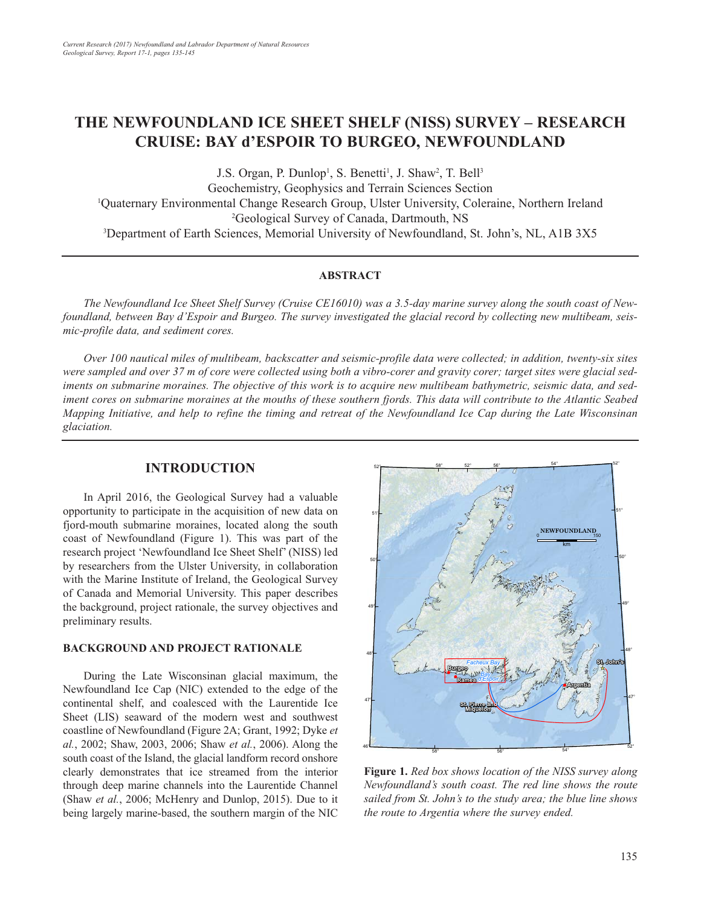# THE NEWFOUNDLAND ICE SHEET SHELF (NISS) SURVEY – RESEARCH CRUISE: BAY d'ESPOIR TO BURGEO, NEWFOUNDLAND

J.S. Organ, P. Dunlop[1], S. Benetti[1], J. Shaw[2], T. Bell[3]
Geochemistry, Geophysics and Terrain Sciences Section
[1]Quaternary Environmental Change Research Group, Ulster University, Coleraine, Northern Ireland
[2]Geological Survey of Canada, Dartmouth, NS
[3]Department of Earth Sciences, Memorial University of Newfoundland, St. John's, NL, A1B 3X5

## ABSTRACT

*The Newfoundland Ice Sheet Shelf Survey (Cruise CE16010) was a 3.5-day marine survey along the south coast of Newfoundland, between Bay d'Espoir and Burgeo. The survey investigated the glacial record by collecting new multibeam, seismic-profile data, and sediment cores.*

*Over 100 nautical miles of multibeam, backscatter and seismic-profile data were collected; in addition, twenty-six sites were sampled and over 37 m of core were collected using both a vibro-corer and gravity corer; target sites were glacial sediments on submarine moraines. The objective of this work is to acquire new multibeam bathymetric, seismic data, and sediment cores on submarine moraines at the mouths of these southern fjords. This data will contribute to the Atlantic Seabed Mapping Initiative, and help to refine the timing and retreat of the Newfoundland Ice Cap during the Late Wisconsinan glaciation.*

## INTRODUCTION

In April 2016, the Geological Survey had a valuable opportunity to participate in the acquisition of new data on fjord-mouth submarine moraines, located along the south coast of Newfoundland (Figure 1). This was part of the research project 'Newfoundland Ice Sheet Shelf' (NISS) led by researchers from the Ulster University, in collaboration with the Marine Institute of Ireland, the Geological Survey of Canada and Memorial University. This paper describes the background, project rationale, the survey objectives and preliminary results.

### BACKGROUND AND PROJECT RATIONALE

During the Late Wisconsinan glacial maximum, the Newfoundland Ice Cap (NIC) extended to the edge of the continental shelf, and coalesced with the Laurentide Ice Sheet (LIS) seaward of the modern west and southwest coastline of Newfoundland (Figure 2A; Grant, 1992; Dyke *et al.*, 2002; Shaw, 2003, 2006; Shaw *et al.*, 2006). Along the south coast of the Island, the glacial landform record onshore clearly demonstrates that ice streamed from the interior through deep marine channels into the Laurentide Channel (Shaw *et al.*, 2006; McHenry and Dunlop, 2015). Due to it being largely marine-based, the southern margin of the NIC

**Figure 1.** *Red box shows location of the NISS survey along Newfoundland's south coast. The red line shows the route sailed from St. John's to the study area; the blue line shows the route to Argentia where the survey ended.*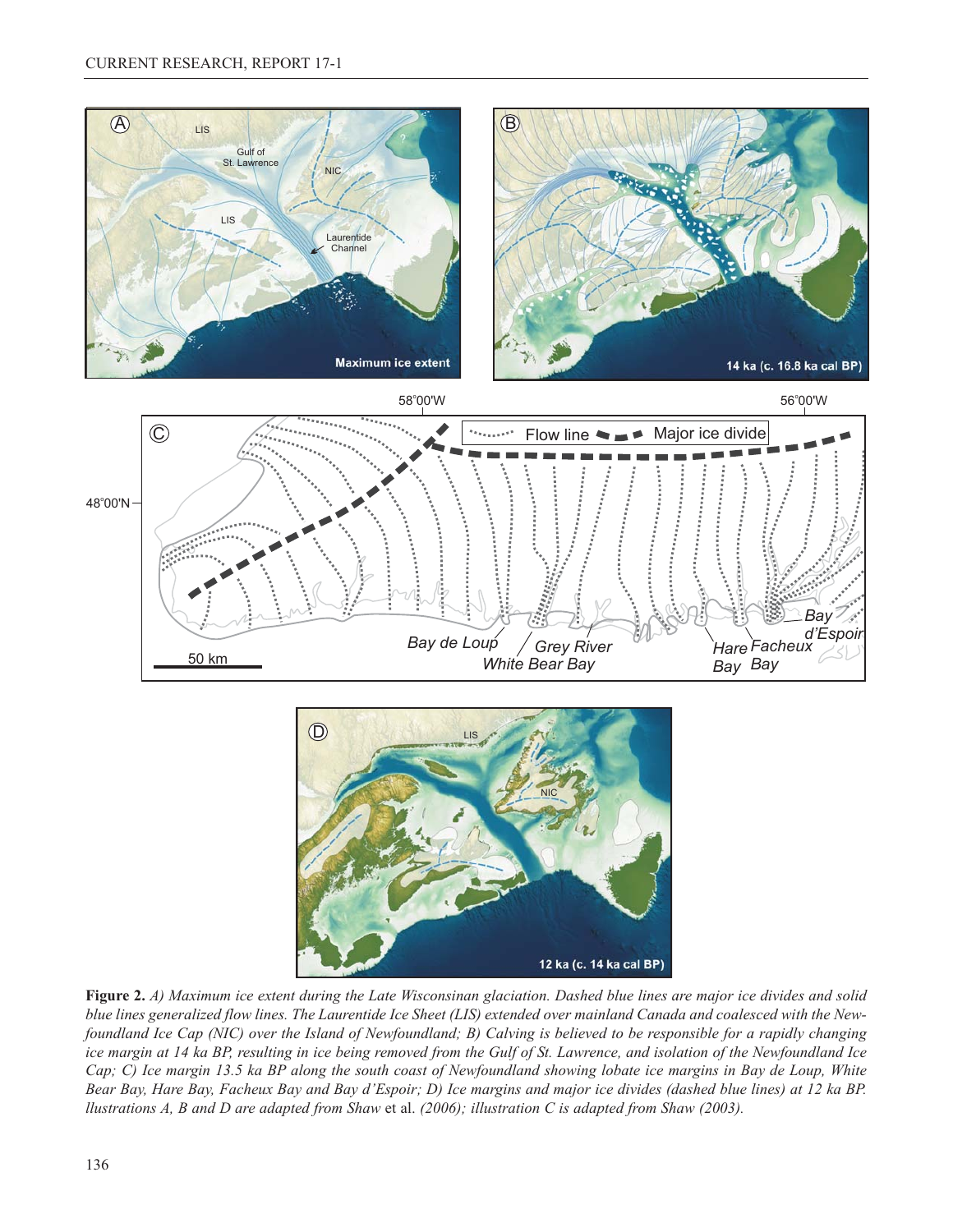**Figure 2.** *A) Maximum ice extent during the Late Wisconsinan glaciation. Dashed blue lines are major ice divides and solid blue lines generalized flow lines. The Laurentide Ice Sheet (LIS) extended over mainland Canada and coalesced with the Newfoundland Ice Cap (NIC) over the Island of Newfoundland; B) Calving is believed to be responsible for a rapidly changing ice margin at 14 ka BP, resulting in ice being removed from the Gulf of St. Lawrence, and isolation of the Newfoundland Ice Cap; C) Ice margin 13.5 ka BP along the south coast of Newfoundland showing lobate ice margins in Bay de Loup, White Bear Bay, Hare Bay, Facheux Bay and Bay d'Espoir; D) Ice margins and major ice divides (dashed blue lines) at 12 ka BP. llustrations A, B and D are adapted from Shaw* et al. *(2006); illustration C is adapted from Shaw (2003).*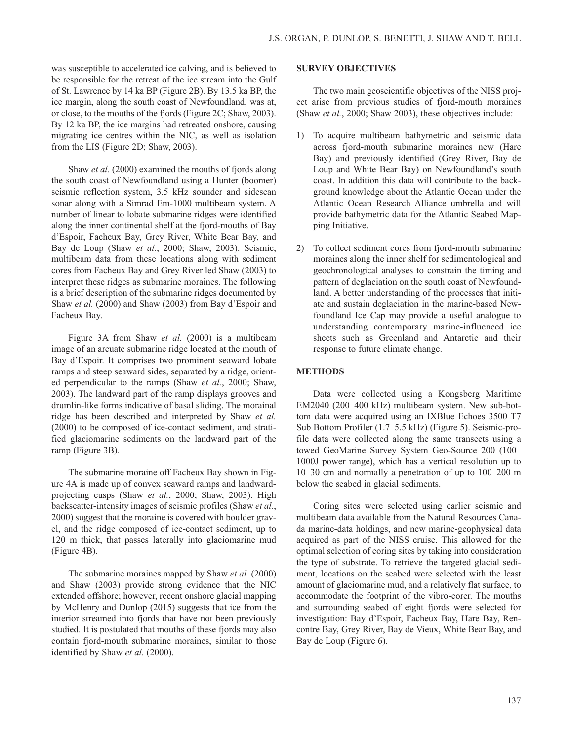was susceptible to accelerated ice calving, and is believed to be responsible for the retreat of the ice stream into the Gulf of St. Lawrence by 14 ka BP (Figure 2B). By 13.5 ka BP, the ice margin, along the south coast of Newfoundland, was at, or close, to the mouths of the fjords (Figure 2C; Shaw, 2003). By 12 ka BP, the ice margins had retreated onshore, causing migrating ice centres within the NIC, as well as isolation from the LIS (Figure 2D; Shaw, 2003).

Shaw *et al.* (2000) examined the mouths of fjords along the south coast of Newfoundland using a Hunter (boomer) seismic reflection system, 3.5 kHz sounder and sidescan sonar along with a Simrad Em-1000 multibeam system. A number of linear to lobate submarine ridges were identified along the inner continental shelf at the fjord-mouths of Bay d'Espoir, Facheux Bay, Grey River, White Bear Bay, and Bay de Loup (Shaw *et al.*, 2000; Shaw, 2003). Seismic, multibeam data from these locations along with sediment cores from Facheux Bay and Grey River led Shaw (2003) to interpret these ridges as submarine moraines. The following is a brief description of the submarine ridges documented by Shaw *et al.* (2000) and Shaw (2003) from Bay d'Espoir and Facheux Bay.

Figure 3A from Shaw *et al.* (2000) is a multibeam image of an arcuate submarine ridge located at the mouth of Bay d'Espoir. It comprises two prominent seaward lobate ramps and steep seaward sides, separated by a ridge, oriented perpendicular to the ramps (Shaw *et al.*, 2000; Shaw, 2003). The landward part of the ramp displays grooves and drumlin-like forms indicative of basal sliding. The morainal ridge has been described and interpreted by Shaw *et al.* (2000) to be composed of ice-contact sediment, and stratified glaciomarine sediments on the landward part of the ramp (Figure 3B).

The submarine moraine off Facheux Bay shown in Figure 4A is made up of convex seaward ramps and landward-projecting cusps (Shaw *et al.*, 2000; Shaw, 2003). High backscatter-intensity images of seismic profiles (Shaw *et al.*, 2000) suggest that the moraine is covered with boulder gravel, and the ridge composed of ice-contact sediment, up to 120 m thick, that passes laterally into glaciomarine mud (Figure 4B).

The submarine moraines mapped by Shaw *et al.* (2000) and Shaw (2003) provide strong evidence that the NIC extended offshore; however, recent onshore glacial mapping by McHenry and Dunlop (2015) suggests that ice from the interior streamed into fjords that have not been previously studied. It is postulated that mouths of these fjords may also contain fjord-mouth submarine moraines, similar to those identified by Shaw *et al.* (2000).

## SURVEY OBJECTIVES

The two main geoscientific objectives of the NISS project arise from previous studies of fjord-mouth moraines (Shaw *et al.*, 2000; Shaw 2003), these objectives include:

1) To acquire multibeam bathymetric and seismic data across fjord-mouth submarine moraines new (Hare Bay) and previously identified (Grey River, Bay de Loup and White Bear Bay) on Newfoundland's south coast. In addition this data will contribute to the background knowledge about the Atlantic Ocean under the Atlantic Ocean Research Alliance umbrella and will provide bathymetric data for the Atlantic Seabed Mapping Initiative.

2) To collect sediment cores from fjord-mouth submarine moraines along the inner shelf for sedimentological and geochronological analyses to constrain the timing and pattern of deglaciation on the south coast of Newfoundland. A better understanding of the processes that initiate and sustain deglaciation in the marine-based Newfoundland Ice Cap may provide a useful analogue to understanding contemporary marine-influenced ice sheets such as Greenland and Antarctic and their response to future climate change.

## METHODS

Data were collected using a Kongsberg Maritime EM2040 (200–400 kHz) multibeam system. New sub-bottom data were acquired using an IXBlue Echoes 3500 T7 Sub Bottom Profiler (1.7–5.5 kHz) (Figure 5). Seismic-profile data were collected along the same transects using a towed GeoMarine Survey System Geo-Source 200 (100–1000J power range), which has a vertical resolution up to 10–30 cm and normally a penetration of up to 100–200 m below the seabed in glacial sediments.

Coring sites were selected using earlier seismic and multibeam data available from the Natural Resources Canada marine-data holdings, and new marine-geophysical data acquired as part of the NISS cruise. This allowed for the optimal selection of coring sites by taking into consideration the type of substrate. To retrieve the targeted glacial sediment, locations on the seabed were selected with the least amount of glaciomarine mud, and a relatively flat surface, to accommodate the footprint of the vibro-corer. The mouths and surrounding seabed of eight fjords were selected for investigation: Bay d'Espoir, Facheux Bay, Hare Bay, Rencontre Bay, Grey River, Bay de Vieux, White Bear Bay, and Bay de Loup (Figure 6).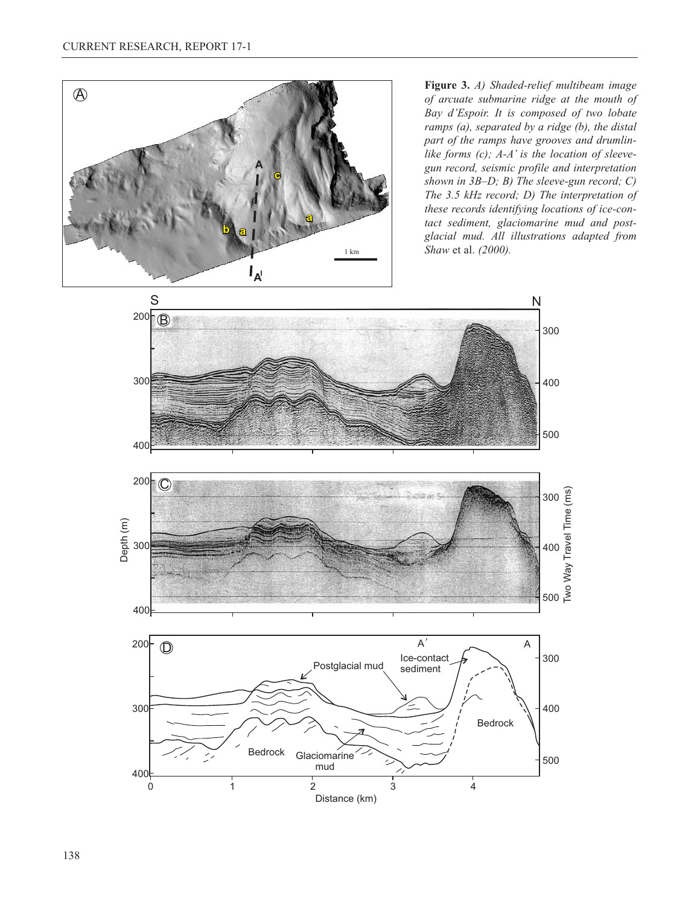**Figure 3.** *A) Shaded-relief multibeam image of arcuate submarine ridge at the mouth of Bay d'Espoir. It is composed of two lobate ramps (a), separated by a ridge (b), the distal part of the ramps have grooves and drumlin-like forms (c); A-A' is the location of sleeve-gun record, seismic profile and interpretation shown in 3B–D; B) The sleeve-gun record; C) The 3.5 kHz record; D) The interpretation of these records identifying locations of ice-contact sediment, glaciomarine mud and post-glacial mud. All illustrations adapted from* Shaw et al. *(2000).*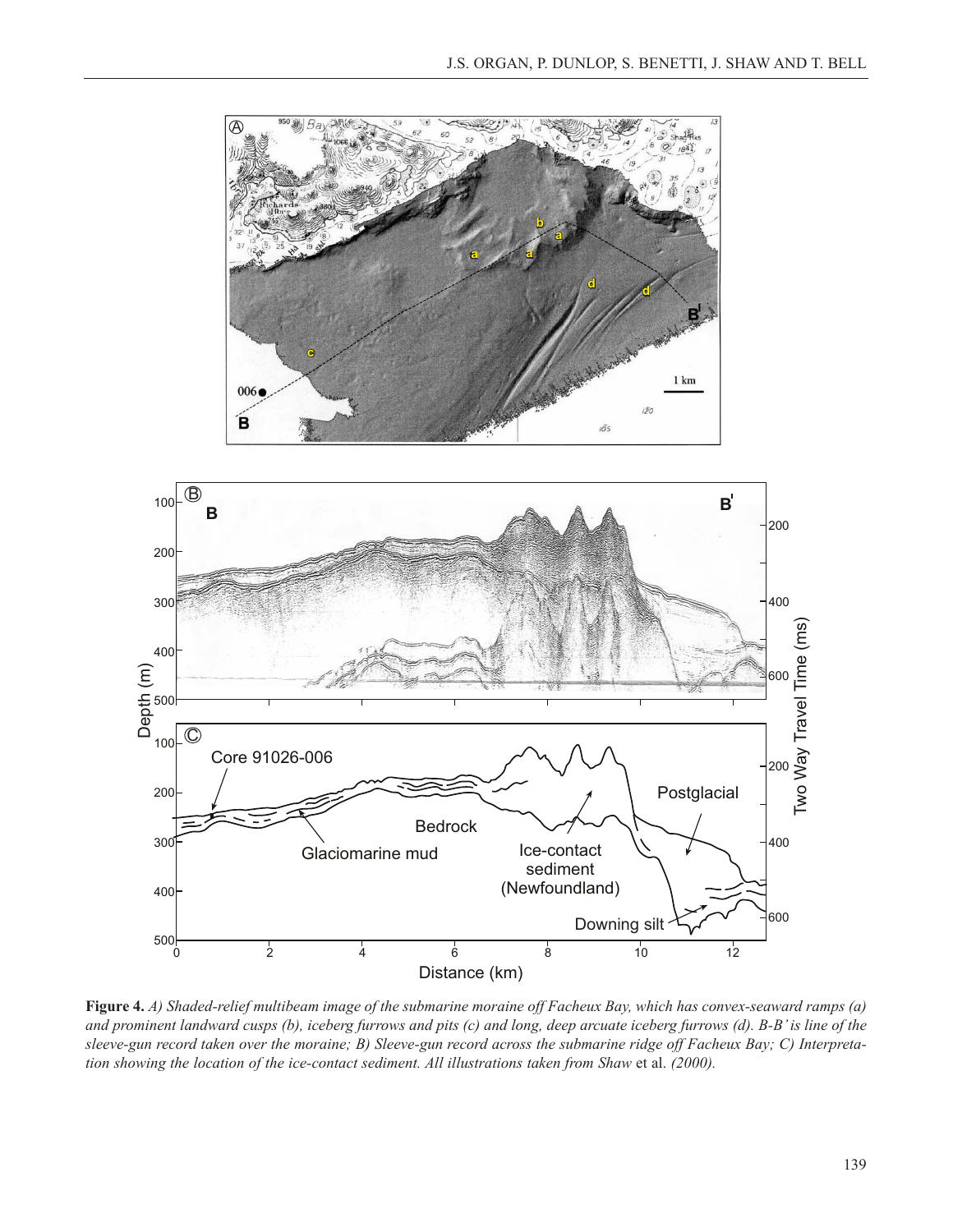**Figure 4.** *A) Shaded-relief multibeam image of the submarine moraine off Facheux Bay, which has convex-seaward ramps (a) and prominent landward cusps (b), iceberg furrows and pits (c) and long, deep arcuate iceberg furrows (d). B-B' is line of the sleeve-gun record taken over the moraine; B) Sleeve-gun record across the submarine ridge off Facheux Bay; C) Interpretation showing the location of the ice-contact sediment. All illustrations taken from Shaw* et al. *(2000).*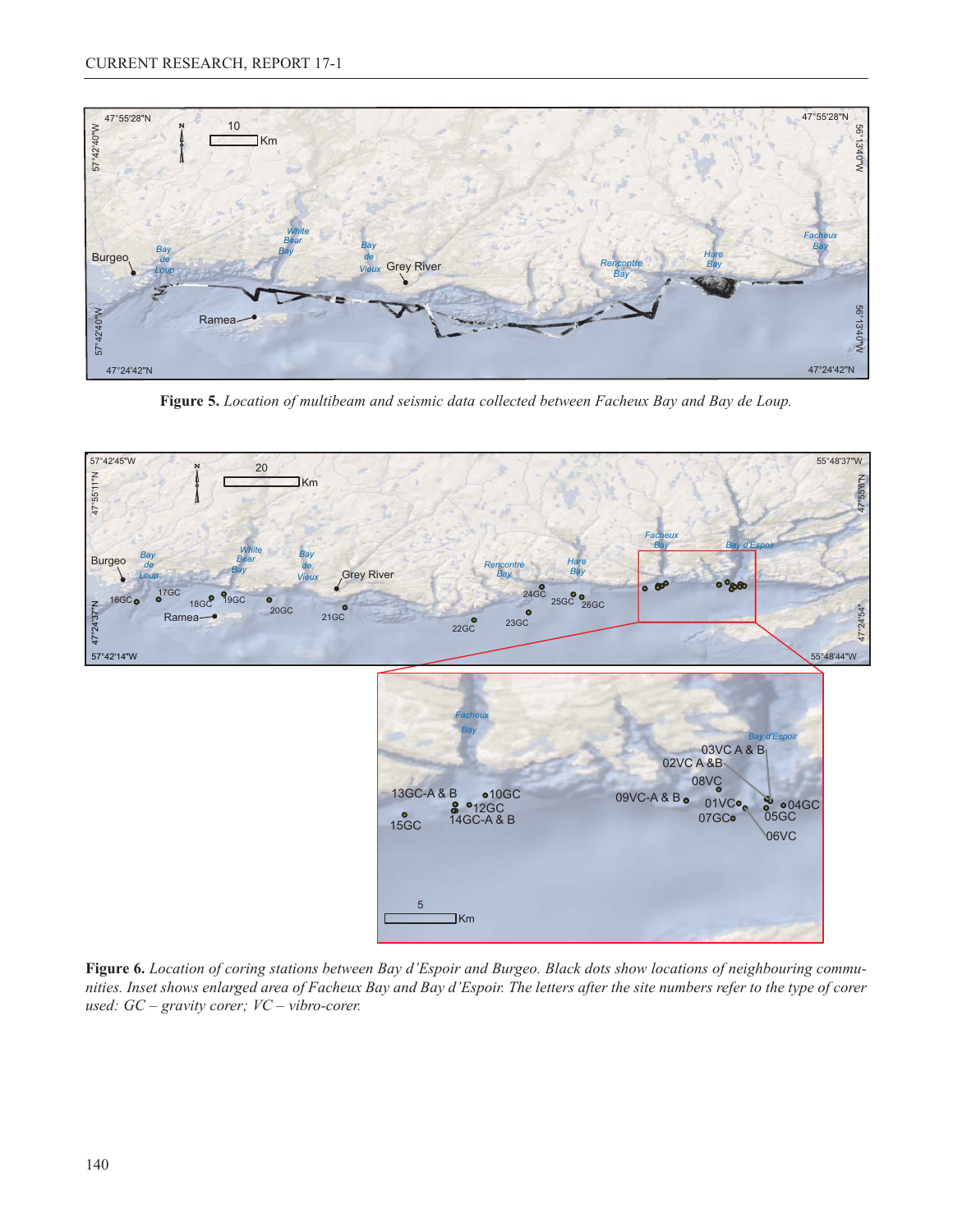**Figure 5.** *Location of multibeam and seismic data collected between Facheux Bay and Bay de Loup.*

**Figure 6.** *Location of coring stations between Bay d'Espoir and Burgeo. Black dots show locations of neighbouring communities. Inset shows enlarged area of Facheux Bay and Bay d'Espoir. The letters after the site numbers refer to the type of corer used: GC – gravity corer; VC – vibro-corer.*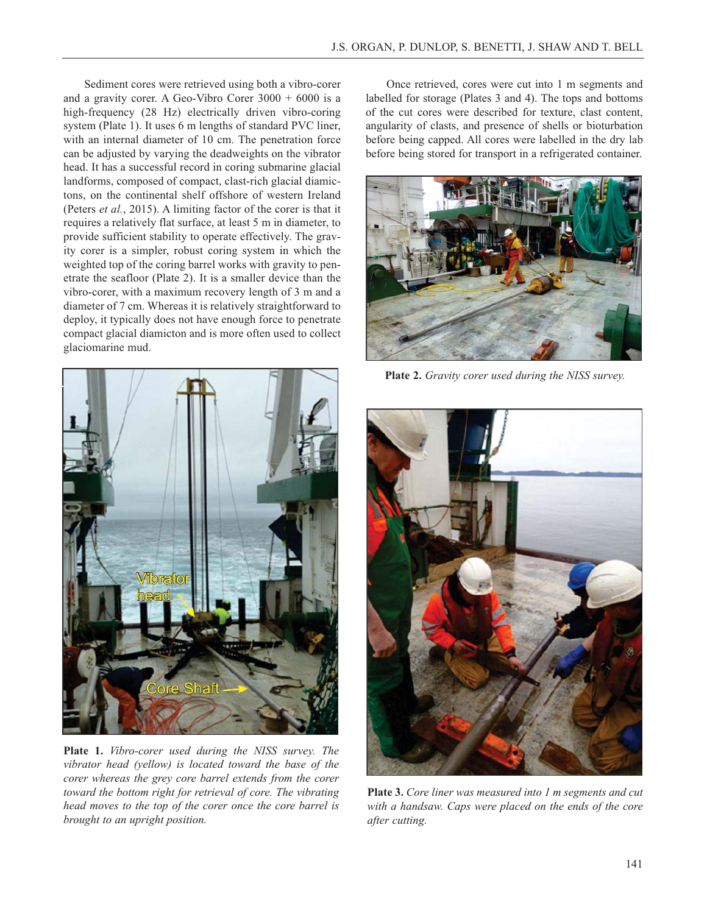Sediment cores were retrieved using both a vibro-corer and a gravity corer. A Geo-Vibro Corer 3000 + 6000 is a high-frequency (28 Hz) electrically driven vibro-coring system (Plate 1). It uses 6 m lengths of standard PVC liner, with an internal diameter of 10 cm. The penetration force can be adjusted by varying the deadweights on the vibrator head. It has a successful record in coring submarine glacial landforms, composed of compact, clast-rich glacial diamictons, on the continental shelf offshore of western Ireland (Peters *et al.*, 2015). A limiting factor of the corer is that it requires a relatively flat surface, at least 5 m in diameter, to provide sufficient stability to operate effectively. The gravity corer is a simpler, robust coring system in which the weighted top of the coring barrel works with gravity to penetrate the seafloor (Plate 2). It is a smaller device than the vibro-corer, with a maximum recovery length of 3 m and a diameter of 7 cm. Whereas it is relatively straightforward to deploy, it typically does not have enough force to penetrate compact glacial diamicton and is more often used to collect glaciomarine mud.

**Plate 1.** *Vibro-corer used during the NISS survey. The vibrator head (yellow) is located toward the base of the corer whereas the grey core barrel extends from the corer toward the bottom right for retrieval of core. The vibrating head moves to the top of the corer once the core barrel is brought to an upright position.*

Once retrieved, cores were cut into 1 m segments and labelled for storage (Plates 3 and 4). The tops and bottoms of the cut cores were described for texture, clast content, angularity of clasts, and presence of shells or bioturbation before being capped. All cores were labelled in the dry lab before being stored for transport in a refrigerated container.

**Plate 2.** *Gravity corer used during the NISS survey.*

**Plate 3.** *Core liner was measured into 1 m segments and cut with a handsaw. Caps were placed on the ends of the core after cutting.*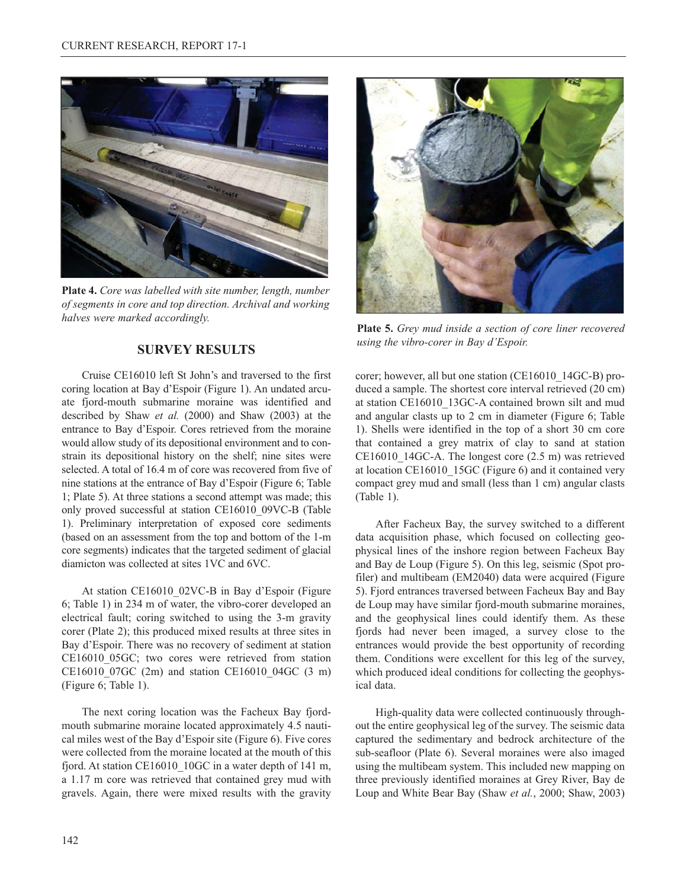**Plate 4.** *Core was labelled with site number, length, number of segments in core and top direction. Archival and working halves were marked accordingly.*

**Plate 5.** *Grey mud inside a section of core liner recovered using the vibro-corer in Bay d'Espoir.*

## SURVEY RESULTS

Cruise CE16010 left St John's and traversed to the first coring location at Bay d'Espoir (Figure 1). An undated arcuate fjord-mouth submarine moraine was identified and described by Shaw *et al.* (2000) and Shaw (2003) at the entrance to Bay d'Espoir. Cores retrieved from the moraine would allow study of its depositional environment and to constrain its depositional history on the shelf; nine sites were selected. A total of 16.4 m of core was recovered from five of nine stations at the entrance of Bay d'Espoir (Figure 6; Table 1; Plate 5). At three stations a second attempt was made; this only proved successful at station CE16010_09VC-B (Table 1). Preliminary interpretation of exposed core sediments (based on an assessment from the top and bottom of the 1-m core segments) indicates that the targeted sediment of glacial diamicton was collected at sites 1VC and 6VC.

At station CE16010_02VC-B in Bay d'Espoir (Figure 6; Table 1) in 234 m of water, the vibro-corer developed an electrical fault; coring switched to using the 3-m gravity corer (Plate 2); this produced mixed results at three sites in Bay d'Espoir. There was no recovery of sediment at station CE16010_05GC; two cores were retrieved from station CE16010_07GC (2m) and station CE16010_04GC (3 m) (Figure 6; Table 1).

The next coring location was the Facheux Bay fjord-mouth submarine moraine located approximately 4.5 nautical miles west of the Bay d'Espoir site (Figure 6). Five cores were collected from the moraine located at the mouth of this fjord. At station CE16010_10GC in a water depth of 141 m, a 1.17 m core was retrieved that contained grey mud with gravels. Again, there were mixed results with the gravity corer; however, all but one station (CE16010_14GC-B) produced a sample. The shortest core interval retrieved (20 cm) at station CE16010_13GC-A contained brown silt and mud and angular clasts up to 2 cm in diameter (Figure 6; Table 1). Shells were identified in the top of a short 30 cm core that contained a grey matrix of clay to sand at station CE16010_14GC-A. The longest core (2.5 m) was retrieved at location CE16010_15GC (Figure 6) and it contained very compact grey mud and small (less than 1 cm) angular clasts (Table 1).

After Facheux Bay, the survey switched to a different data acquisition phase, which focused on collecting geophysical lines of the inshore region between Facheux Bay and Bay de Loup (Figure 5). On this leg, seismic (Spot profiler) and multibeam (EM2040) data were acquired (Figure 5). Fjord entrances traversed between Facheux Bay and Bay de Loup may have similar fjord-mouth submarine moraines, and the geophysical lines could identify them. As these fjords had never been imaged, a survey close to the entrances would provide the best opportunity of recording them. Conditions were excellent for this leg of the survey, which produced ideal conditions for collecting the geophysical data.

High-quality data were collected continuously throughout the entire geophysical leg of the survey. The seismic data captured the sedimentary and bedrock architecture of the sub-seafloor (Plate 6). Several moraines were also imaged using the multibeam system. This included new mapping on three previously identified moraines at Grey River, Bay de Loup and White Bear Bay (Shaw *et al.*, 2000; Shaw, 2003)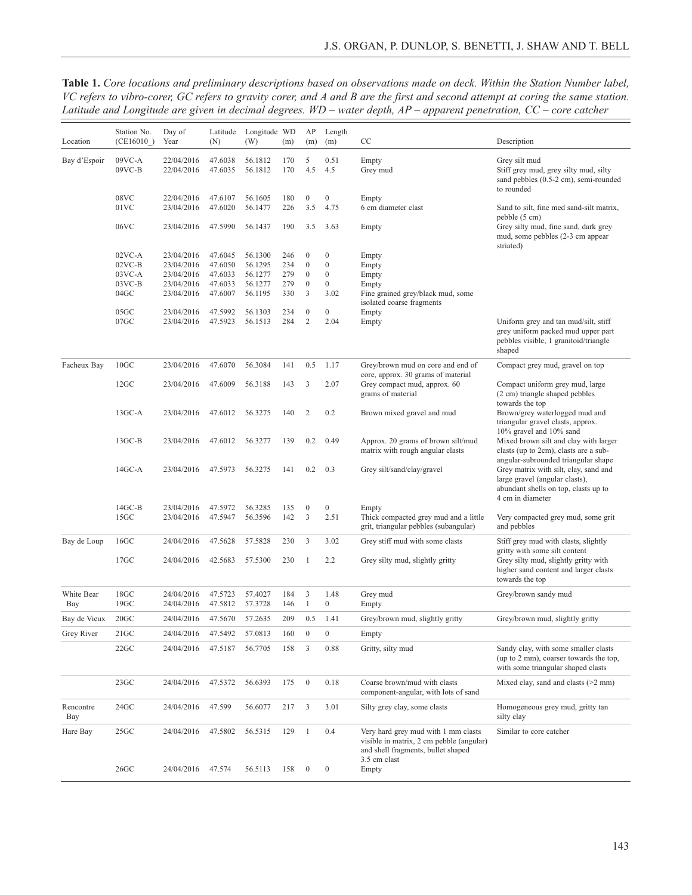**Table 1.** *Core locations and preliminary descriptions based on observations made on deck. Within the Station Number label, VC refers to vibro-corer, GC refers to gravity corer, and A and B are the first and second attempt at coring the same station. Latitude and Longitude are given in decimal degrees. WD – water depth, AP – apparent penetration, CC – core catcher*

| Location | Station No. (CE16010_) | Day of Year | Latitude (N) | Longitude (W) | WD (m) | AP (m) | Length (m) | CC | Description |
|---|---|---|---|---|---|---|---|---|---|
| Bay d'Espoir | 09VC-A | 22/04/2016 | 47.6038 | 56.1812 | 170 | 5 | 0.51 | Empty | Grey silt mud |
| | 09VC-B | 22/04/2016 | 47.6035 | 56.1812 | 170 | 4.5 | 4.5 | Grey mud | Stiff grey mud, grey silty mud, silty sand pebbles (0.5-2 cm), semi-rounded to rounded |
| | 08VC | 22/04/2016 | 47.6107 | 56.1605 | 180 | 0 | 0 | Empty | |
| | 01VC | 23/04/2016 | 47.6020 | 56.1477 | 226 | 3.5 | 4.75 | 6 cm diameter clast | Sand to silt, fine med sand-silt matrix, pebble (5 cm) |
| | 06VC | 23/04/2016 | 47.5990 | 56.1437 | 190 | 3.5 | 3.63 | Empty | Grey silty mud, fine sand, dark grey mud, some pebbles (2-3 cm appear striated) |
| | 02VC-A | 23/04/2016 | 47.6045 | 56.1300 | 246 | 0 | 0 | Empty | |
| | 02VC-B | 23/04/2016 | 47.6050 | 56.1295 | 234 | 0 | 0 | Empty | |
| | 03VC-A | 23/04/2016 | 47.6033 | 56.1277 | 279 | 0 | 0 | Empty | |
| | 03VC-B | 23/04/2016 | 47.6033 | 56.1277 | 279 | 0 | 0 | Empty | |
| | 04GC | 23/04/2016 | 47.6007 | 56.1195 | 330 | 3 | 3.02 | Fine grained grey/black mud, some isolated coarse fragments | |
| | 05GC | 23/04/2016 | 47.5992 | 56.1303 | 234 | 0 | 0 | Empty | |
| | 07GC | 23/04/2016 | 47.5923 | 56.1513 | 284 | 2 | 2.04 | Empty | Uniform grey and tan mud/silt, stiff grey uniform packed mud upper part pebbles visible, 1 granitoid/triangle shaped |
| Facheux Bay | 10GC | 23/04/2016 | 47.6070 | 56.3084 | 141 | 0.5 | 1.17 | Grey/brown mud on core and end of core, approx. 30 grams of material | Compact grey mud, gravel on top |
| | 12GC | 23/04/2016 | 47.6009 | 56.3188 | 143 | 3 | 2.07 | Grey compact mud, approx. 60 grams of material | Compact uniform grey mud, large (2 cm) triangle shaped pebbles towards the top |
| | 13GC-A | 23/04/2016 | 47.6012 | 56.3275 | 140 | 2 | 0.2 | Brown mixed gravel and mud | Brown/grey waterlogged mud and triangular gravel clasts, approx. 10% gravel and 10% sand |
| | 13GC-B | 23/04/2016 | 47.6012 | 56.3277 | 139 | 0.2 | 0.49 | Approx. 20 grams of brown silt/mud matrix with rough angular clasts | Mixed brown silt and clay with larger clasts (up to 2cm), clasts are a sub-angular-subrounded triangular shape |
| | 14GC-A | 23/04/2016 | 47.5973 | 56.3275 | 141 | 0.2 | 0.3 | Grey silt/sand/clay/gravel | Grey matrix with silt, clay, sand and large gravel (angular clasts), abundant shells on top, clasts up to 4 cm in diameter |
| | 14GC-B | 23/04/2016 | 47.5972 | 56.3285 | 135 | 0 | 0 | Empty | |
| | 15GC | 23/04/2016 | 47.5947 | 56.3596 | 142 | 3 | 2.51 | Thick compacted grey mud and a little grit, triangular pebbles (subangular) | Very compacted grey mud, some grit and pebbles |
| Bay de Loup | 16GC | 24/04/2016 | 47.5628 | 57.5828 | 230 | 3 | 3.02 | Grey stiff mud with some clasts | Stiff grey mud with clasts, slightly gritty with some silt content |
| | 17GC | 24/04/2016 | 42.5683 | 57.5300 | 230 | 1 | 2.2 | Grey silty mud, slightly gritty | Grey silty mud, slightly gritty with higher sand content and larger clasts towards the top |
| White Bear Bay | 18GC | 24/04/2016 | 47.5723 | 57.4027 | 184 | 3 | 1.48 | Grey mud | Grey/brown sandy mud |
| | 19GC | 24/04/2016 | 47.5812 | 57.3728 | 146 | 1 | 0 | Empty | |
| Bay de Vieux | 20GC | 24/04/2016 | 47.5670 | 57.2635 | 209 | 0.5 | 1.41 | Grey/brown mud, slightly gritty | Grey/brown mud, slightly gritty |
| Grey River | 21GC | 24/04/2016 | 47.5492 | 57.0813 | 160 | 0 | 0 | Empty | |
| | 22GC | 24/04/2016 | 47.5187 | 56.7705 | 158 | 3 | 0.88 | Gritty, silty mud | Sandy clay, with some smaller clasts (up to 2 mm), coarser towards the top, with some triangular shaped clasts |
| | 23GC | 24/04/2016 | 47.5372 | 56.6393 | 175 | 0 | 0.18 | Coarse brown/mud with clasts component-angular, with lots of sand | Mixed clay, sand and clasts (>2 mm) |
| Rencontre Bay | 24GC | 24/04/2016 | 47.599 | 56.6077 | 217 | 3 | 3.01 | Silty grey clay, some clasts | Homogeneous grey mud, gritty tan silty clay |
| Hare Bay | 25GC | 24/04/2016 | 47.5802 | 56.5315 | 129 | 1 | 0.4 | Very hard grey mud with 1 mm clasts visible in matrix, 2 cm pebble (angular) and shell fragments, bullet shaped 3.5 cm clast | Similar to core catcher |
| | 26GC | 24/04/2016 | 47.574 | 56.5113 | 158 | 0 | 0 | Empty | |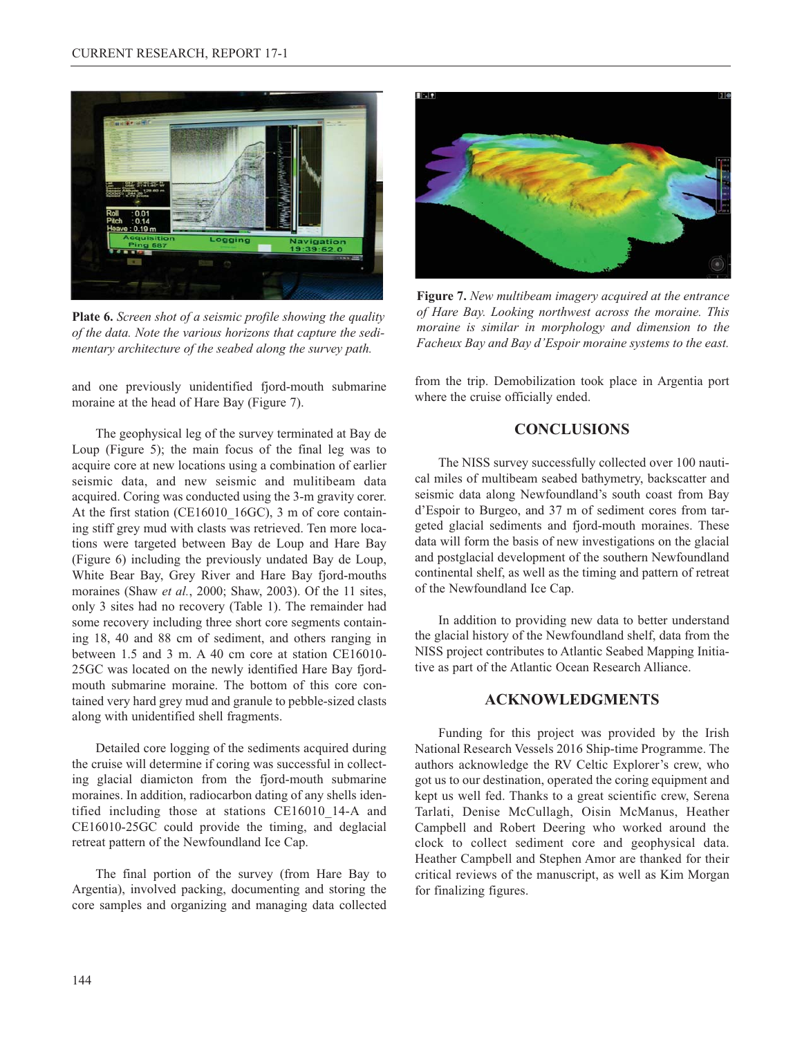**Plate 6.** *Screen shot of a seismic profile showing the quality of the data. Note the various horizons that capture the sedimentary architecture of the seabed along the survey path.*

**Figure 7.** *New multibeam imagery acquired at the entrance of Hare Bay. Looking northwest across the moraine. This moraine is similar in morphology and dimension to the Facheux Bay and Bay d'Espoir moraine systems to the east.*

and one previously unidentified fjord-mouth submarine moraine at the head of Hare Bay (Figure 7).

The geophysical leg of the survey terminated at Bay de Loup (Figure 5); the main focus of the final leg was to acquire core at new locations using a combination of earlier seismic data, and new seismic and mulitibeam data acquired. Coring was conducted using the 3-m gravity corer. At the first station (CE16010_16GC), 3 m of core containing stiff grey mud with clasts was retrieved. Ten more locations were targeted between Bay de Loup and Hare Bay (Figure 6) including the previously undated Bay de Loup, White Bear Bay, Grey River and Hare Bay fjord-mouths moraines (Shaw *et al.*, 2000; Shaw, 2003). Of the 11 sites, only 3 sites had no recovery (Table 1). The remainder had some recovery including three short core segments containing 18, 40 and 88 cm of sediment, and others ranging in between 1.5 and 3 m. A 40 cm core at station CE16010-25GC was located on the newly identified Hare Bay fjord-mouth submarine moraine. The bottom of this core contained very hard grey mud and granule to pebble-sized clasts along with unidentified shell fragments.

Detailed core logging of the sediments acquired during the cruise will determine if coring was successful in collecting glacial diamicton from the fjord-mouth submarine moraines. In addition, radiocarbon dating of any shells identified including those at stations CE16010_14-A and CE16010-25GC could provide the timing, and deglacial retreat pattern of the Newfoundland Ice Cap.

The final portion of the survey (from Hare Bay to Argentia), involved packing, documenting and storing the core samples and organizing and managing data collected from the trip. Demobilization took place in Argentia port where the cruise officially ended.

## CONCLUSIONS

The NISS survey successfully collected over 100 nautical miles of multibeam seabed bathymetry, backscatter and seismic data along Newfoundland's south coast from Bay d'Espoir to Burgeo, and 37 m of sediment cores from targeted glacial sediments and fjord-mouth moraines. These data will form the basis of new investigations on the glacial and postglacial development of the southern Newfoundland continental shelf, as well as the timing and pattern of retreat of the Newfoundland Ice Cap.

In addition to providing new data to better understand the glacial history of the Newfoundland shelf, data from the NISS project contributes to Atlantic Seabed Mapping Initiative as part of the Atlantic Ocean Research Alliance.

## ACKNOWLEDGMENTS

Funding for this project was provided by the Irish National Research Vessels 2016 Ship-time Programme. The authors acknowledge the RV Celtic Explorer's crew, who got us to our destination, operated the coring equipment and kept us well fed. Thanks to a great scientific crew, Serena Tarlati, Denise McCullagh, Oisin McManus, Heather Campbell and Robert Deering who worked around the clock to collect sediment core and geophysical data. Heather Campbell and Stephen Amor are thanked for their critical reviews of the manuscript, as well as Kim Morgan for finalizing figures.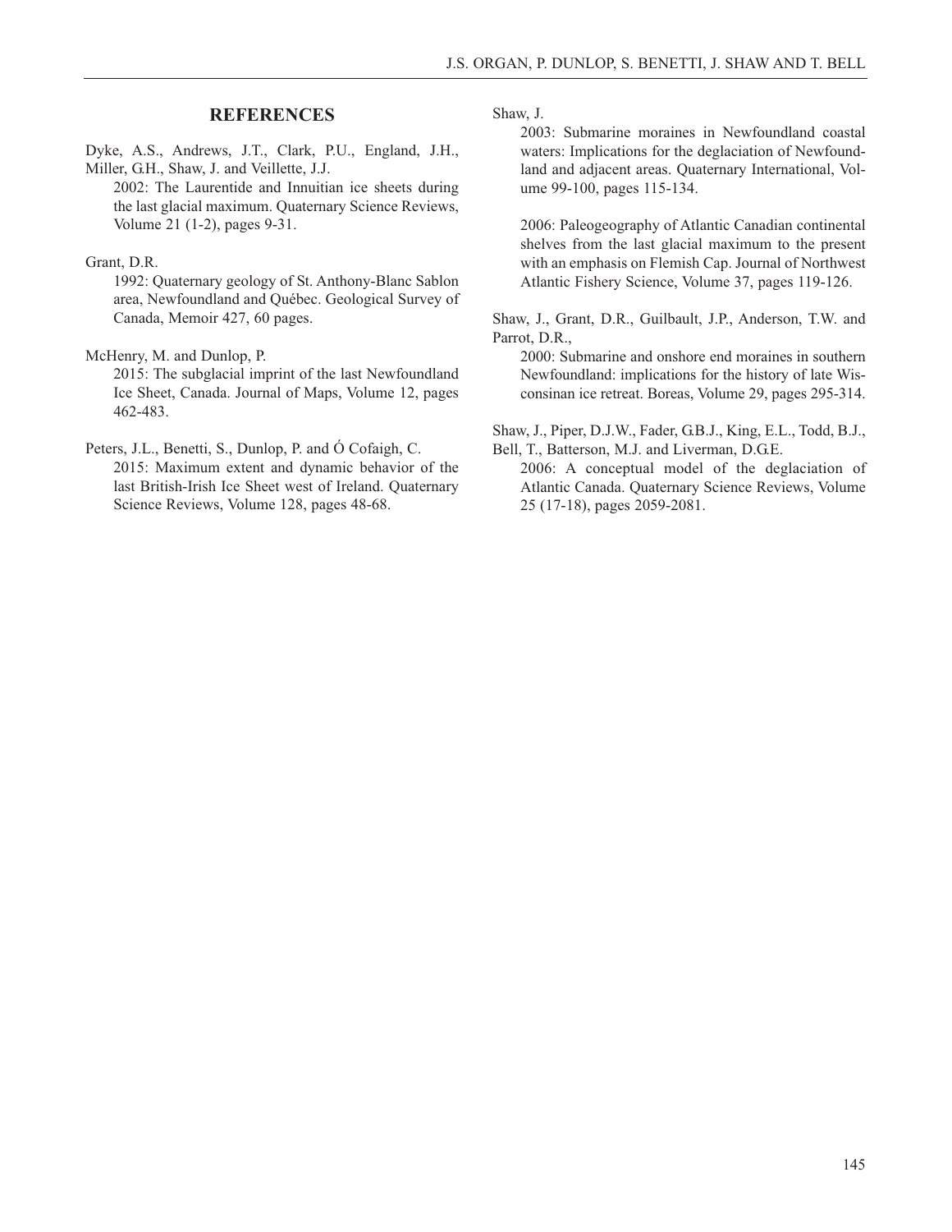## REFERENCES

Dyke, A.S., Andrews, J.T., Clark, P.U., England, J.H., Miller, G.H., Shaw, J. and Veillette, J.J.

2002: The Laurentide and Innuitian ice sheets during the last glacial maximum. Quaternary Science Reviews, Volume 21 (1-2), pages 9-31.

Grant, D.R.

1992: Quaternary geology of St. Anthony-Blanc Sablon area, Newfoundland and Québec. Geological Survey of Canada, Memoir 427, 60 pages.

McHenry, M. and Dunlop, P.

2015: The subglacial imprint of the last Newfoundland Ice Sheet, Canada. Journal of Maps, Volume 12, pages 462-483.

Peters, J.L., Benetti, S., Dunlop, P. and Ó Cofaigh, C.

2015: Maximum extent and dynamic behavior of the last British-Irish Ice Sheet west of Ireland. Quaternary Science Reviews, Volume 128, pages 48-68.

Shaw, J.

2003: Submarine moraines in Newfoundland coastal waters: Implications for the deglaciation of Newfoundland and adjacent areas. Quaternary International, Volume 99-100, pages 115-134.

2006: Paleogeography of Atlantic Canadian continental shelves from the last glacial maximum to the present with an emphasis on Flemish Cap. Journal of Northwest Atlantic Fishery Science, Volume 37, pages 119-126.

Shaw, J., Grant, D.R., Guilbault, J.P., Anderson, T.W. and Parrot, D.R.,

2000: Submarine and onshore end moraines in southern Newfoundland: implications for the history of late Wisconsinan ice retreat. Boreas, Volume 29, pages 295-314.

Shaw, J., Piper, D.J.W., Fader, G.B.J., King, E.L., Todd, B.J., Bell, T., Batterson, M.J. and Liverman, D.G.E.

2006: A conceptual model of the deglaciation of Atlantic Canada. Quaternary Science Reviews, Volume 25 (17-18), pages 2059-2081.